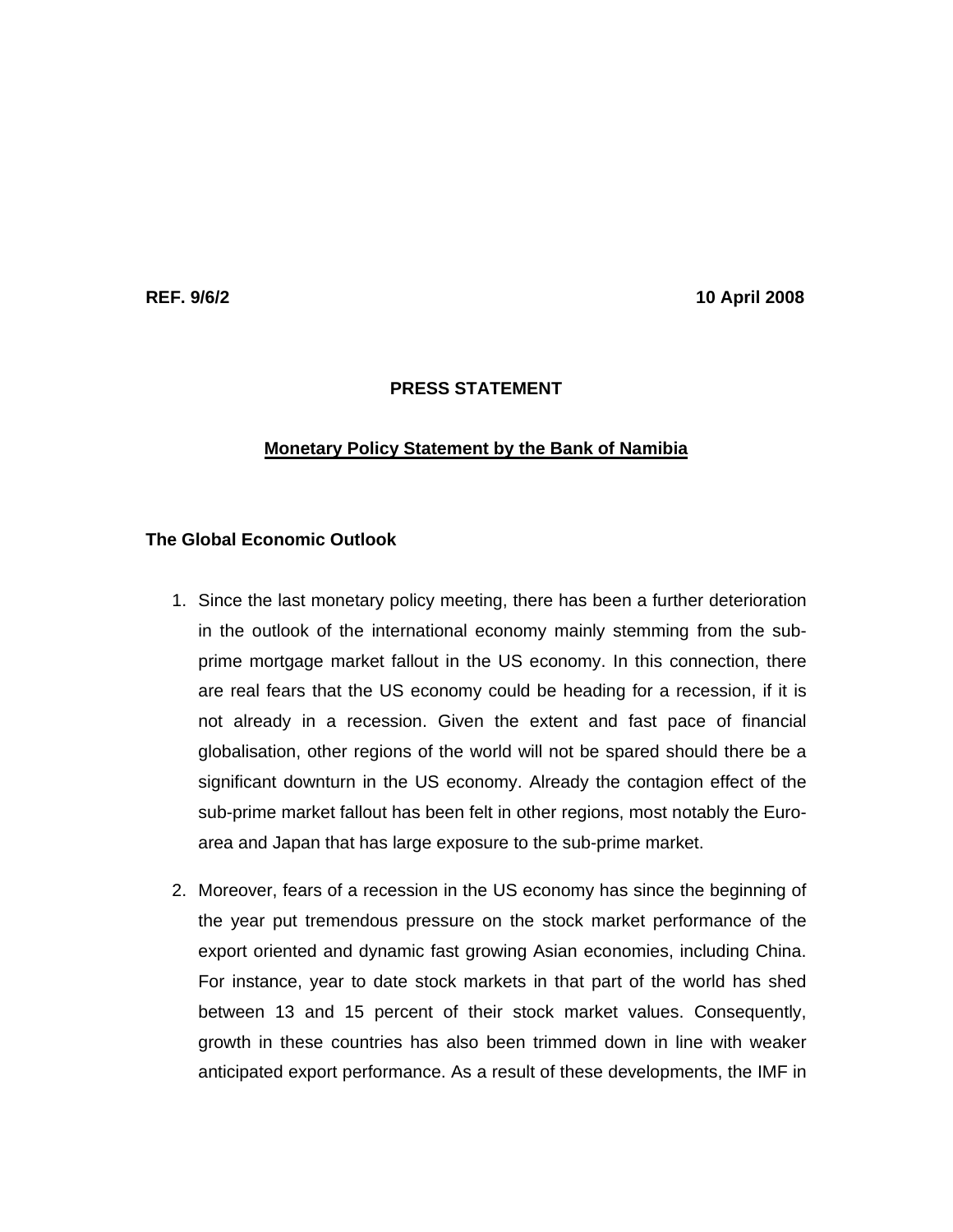**REF. 9/6/2** **10 April 2008**

**PRESS STATEMENT**

**Monetary Policy Statement by the Bank of Namibia**

**The Global Economic Outlook**

1. Since the last monetary policy meeting, there has been a further deterioration in the outlook of the international economy mainly stemming from the sub-prime mortgage market fallout in the US economy. In this connection, there are real fears that the US economy could be heading for a recession, if it is not already in a recession. Given the extent and fast pace of financial globalisation, other regions of the world will not be spared should there be a significant downturn in the US economy. Already the contagion effect of the sub-prime market fallout has been felt in other regions, most notably the Euro-area and Japan that has large exposure to the sub-prime market.

2. Moreover, fears of a recession in the US economy has since the beginning of the year put tremendous pressure on the stock market performance of the export oriented and dynamic fast growing Asian economies, including China. For instance, year to date stock markets in that part of the world has shed between 13 and 15 percent of their stock market values. Consequently, growth in these countries has also been trimmed down in line with weaker anticipated export performance. As a result of these developments, the IMF in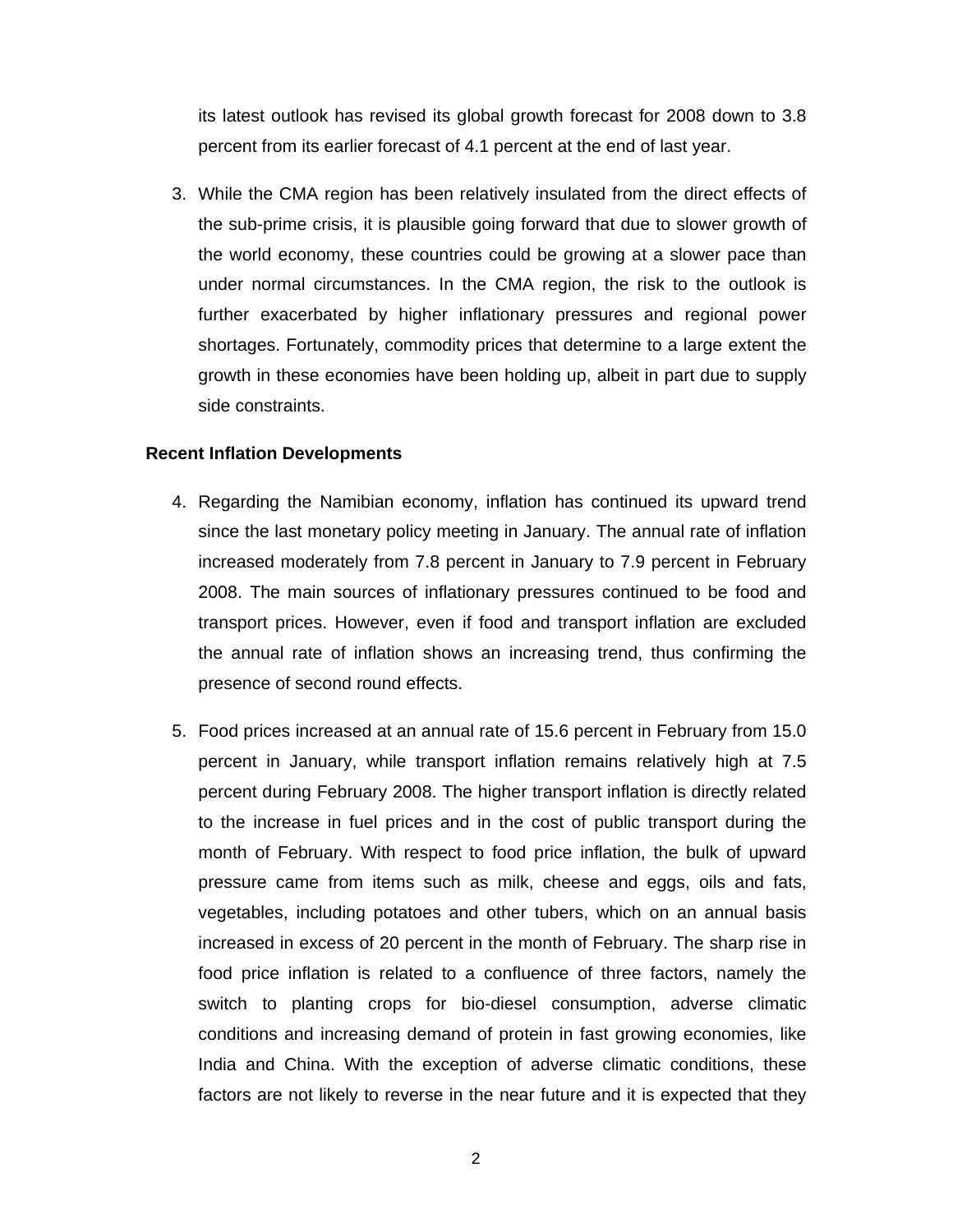its latest outlook has revised its global growth forecast for 2008 down to 3.8 percent from its earlier forecast of 4.1 percent at the end of last year.

3. While the CMA region has been relatively insulated from the direct effects of the sub-prime crisis, it is plausible going forward that due to slower growth of the world economy, these countries could be growing at a slower pace than under normal circumstances. In the CMA region, the risk to the outlook is further exacerbated by higher inflationary pressures and regional power shortages. Fortunately, commodity prices that determine to a large extent the growth in these economies have been holding up, albeit in part due to supply side constraints.

**Recent Inflation Developments**

4. Regarding the Namibian economy, inflation has continued its upward trend since the last monetary policy meeting in January. The annual rate of inflation increased moderately from 7.8 percent in January to 7.9 percent in February 2008. The main sources of inflationary pressures continued to be food and transport prices. However, even if food and transport inflation are excluded the annual rate of inflation shows an increasing trend, thus confirming the presence of second round effects.

5. Food prices increased at an annual rate of 15.6 percent in February from 15.0 percent in January, while transport inflation remains relatively high at 7.5 percent during February 2008. The higher transport inflation is directly related to the increase in fuel prices and in the cost of public transport during the month of February. With respect to food price inflation, the bulk of upward pressure came from items such as milk, cheese and eggs, oils and fats, vegetables, including potatoes and other tubers, which on an annual basis increased in excess of 20 percent in the month of February. The sharp rise in food price inflation is related to a confluence of three factors, namely the switch to planting crops for bio-diesel consumption, adverse climatic conditions and increasing demand of protein in fast growing economies, like India and China. With the exception of adverse climatic conditions, these factors are not likely to reverse in the near future and it is expected that they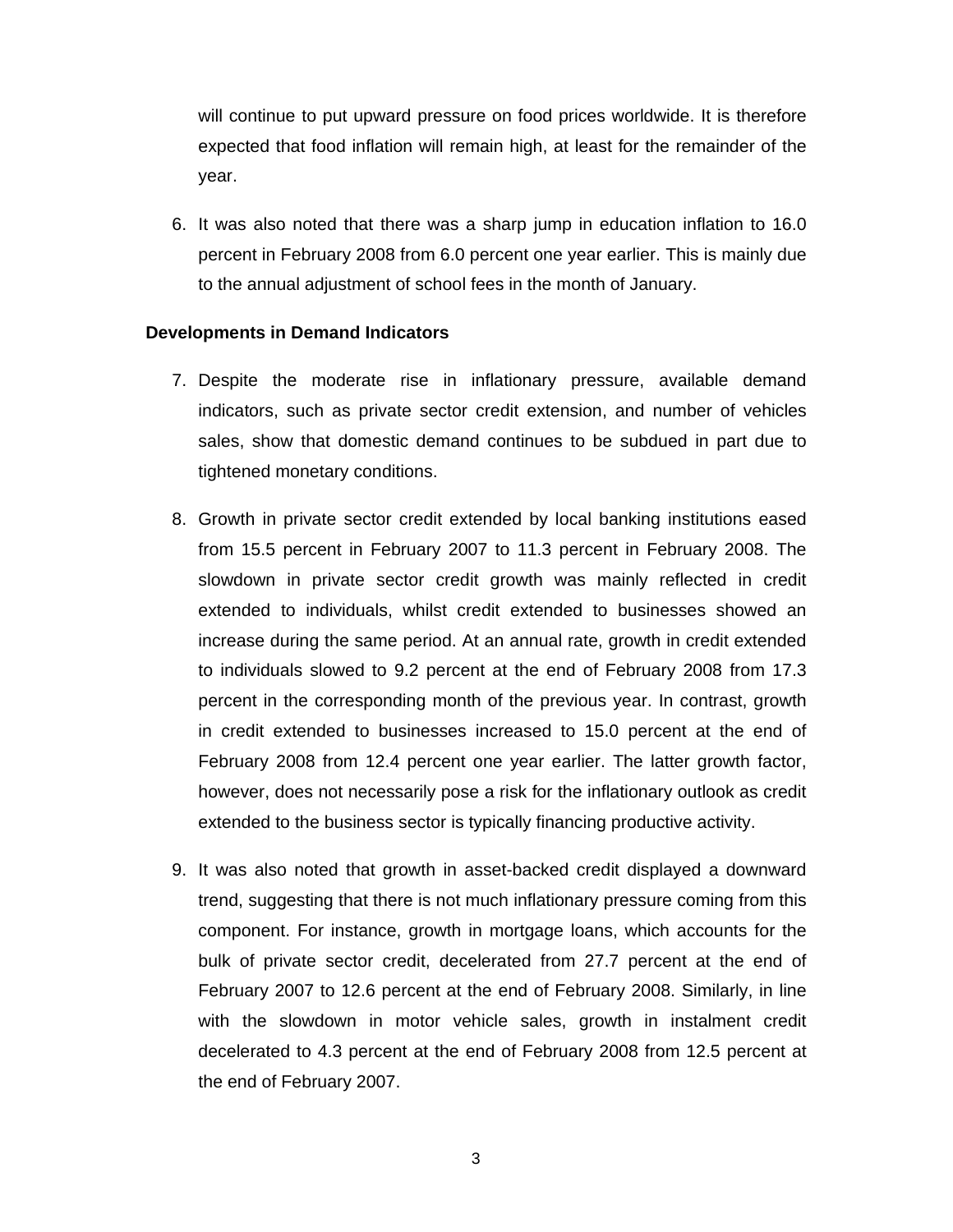will continue to put upward pressure on food prices worldwide. It is therefore expected that food inflation will remain high, at least for the remainder of the year.

6. It was also noted that there was a sharp jump in education inflation to 16.0 percent in February 2008 from 6.0 percent one year earlier. This is mainly due to the annual adjustment of school fees in the month of January.

**Developments in Demand Indicators**

7. Despite the moderate rise in inflationary pressure, available demand indicators, such as private sector credit extension, and number of vehicles sales, show that domestic demand continues to be subdued in part due to tightened monetary conditions.

8. Growth in private sector credit extended by local banking institutions eased from 15.5 percent in February 2007 to 11.3 percent in February 2008. The slowdown in private sector credit growth was mainly reflected in credit extended to individuals, whilst credit extended to businesses showed an increase during the same period. At an annual rate, growth in credit extended to individuals slowed to 9.2 percent at the end of February 2008 from 17.3 percent in the corresponding month of the previous year. In contrast, growth in credit extended to businesses increased to 15.0 percent at the end of February 2008 from 12.4 percent one year earlier. The latter growth factor, however, does not necessarily pose a risk for the inflationary outlook as credit extended to the business sector is typically financing productive activity.

9. It was also noted that growth in asset-backed credit displayed a downward trend, suggesting that there is not much inflationary pressure coming from this component. For instance, growth in mortgage loans, which accounts for the bulk of private sector credit, decelerated from 27.7 percent at the end of February 2007 to 12.6 percent at the end of February 2008. Similarly, in line with the slowdown in motor vehicle sales, growth in instalment credit decelerated to 4.3 percent at the end of February 2008 from 12.5 percent at the end of February 2007.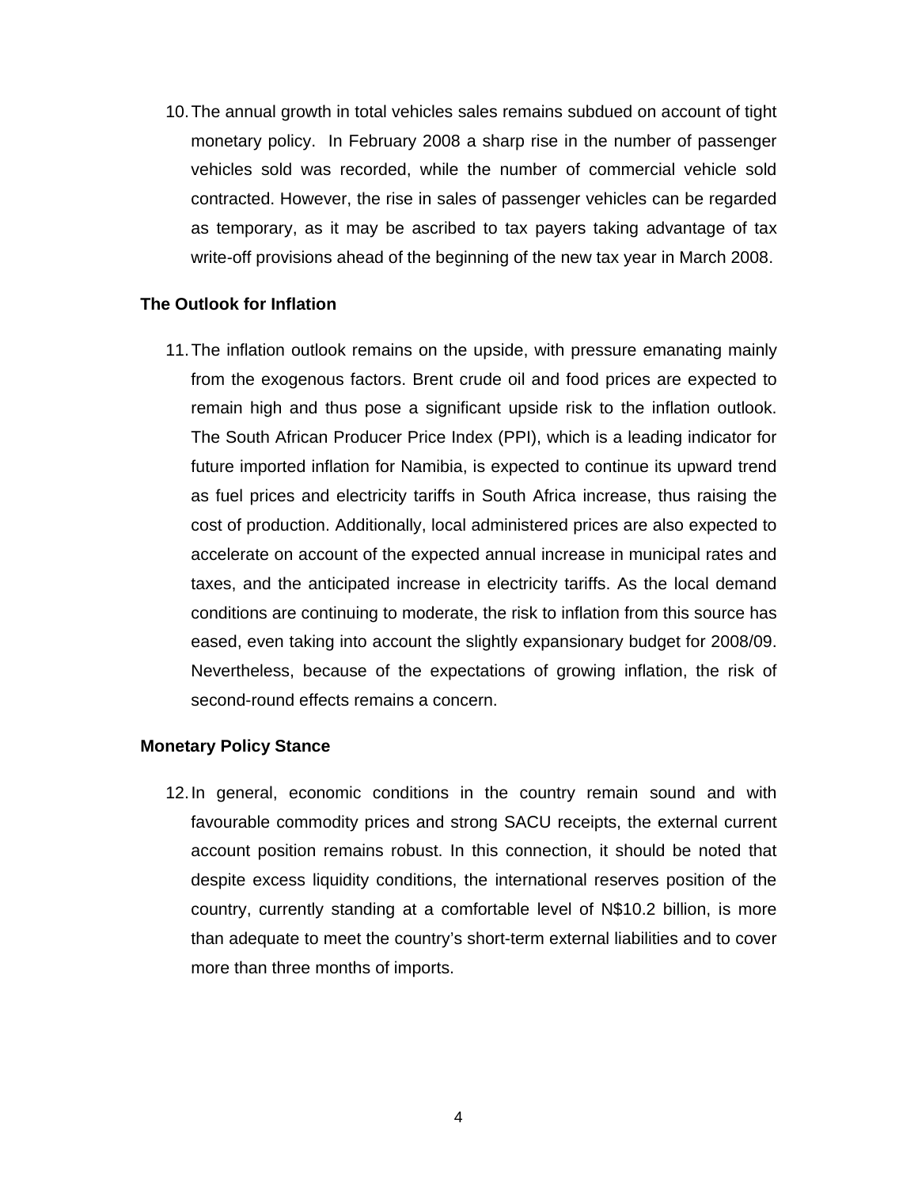10. The annual growth in total vehicles sales remains subdued on account of tight monetary policy. In February 2008 a sharp rise in the number of passenger vehicles sold was recorded, while the number of commercial vehicle sold contracted. However, the rise in sales of passenger vehicles can be regarded as temporary, as it may be ascribed to tax payers taking advantage of tax write-off provisions ahead of the beginning of the new tax year in March 2008.

**The Outlook for Inflation**

11. The inflation outlook remains on the upside, with pressure emanating mainly from the exogenous factors. Brent crude oil and food prices are expected to remain high and thus pose a significant upside risk to the inflation outlook. The South African Producer Price Index (PPI), which is a leading indicator for future imported inflation for Namibia, is expected to continue its upward trend as fuel prices and electricity tariffs in South Africa increase, thus raising the cost of production. Additionally, local administered prices are also expected to accelerate on account of the expected annual increase in municipal rates and taxes, and the anticipated increase in electricity tariffs. As the local demand conditions are continuing to moderate, the risk to inflation from this source has eased, even taking into account the slightly expansionary budget for 2008/09. Nevertheless, because of the expectations of growing inflation, the risk of second-round effects remains a concern.

**Monetary Policy Stance**

12. In general, economic conditions in the country remain sound and with favourable commodity prices and strong SACU receipts, the external current account position remains robust. In this connection, it should be noted that despite excess liquidity conditions, the international reserves position of the country, currently standing at a comfortable level of N$10.2 billion, is more than adequate to meet the country's short-term external liabilities and to cover more than three months of imports.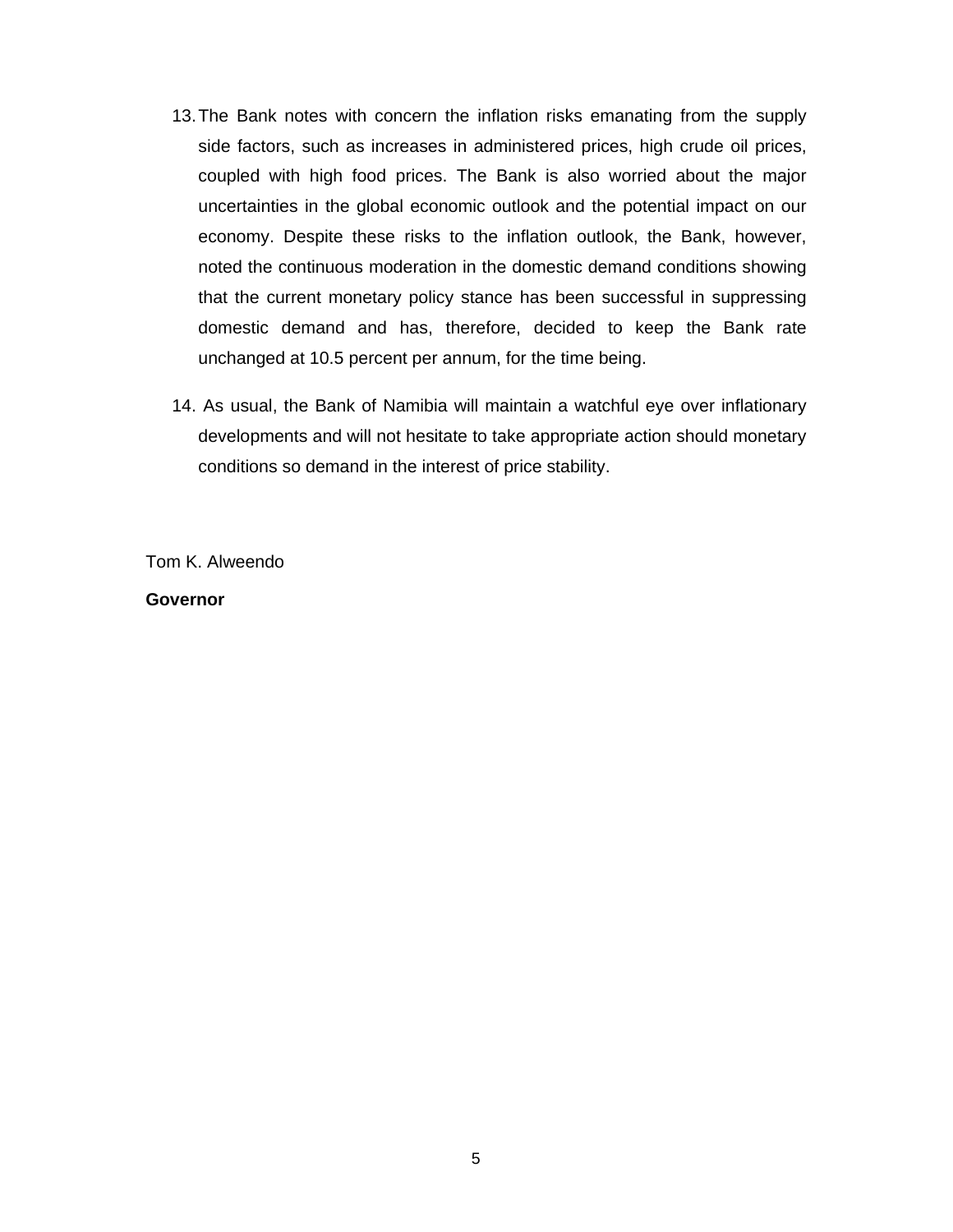13. The Bank notes with concern the inflation risks emanating from the supply side factors, such as increases in administered prices, high crude oil prices, coupled with high food prices. The Bank is also worried about the major uncertainties in the global economic outlook and the potential impact on our economy. Despite these risks to the inflation outlook, the Bank, however, noted the continuous moderation in the domestic demand conditions showing that the current monetary policy stance has been successful in suppressing domestic demand and has, therefore, decided to keep the Bank rate unchanged at 10.5 percent per annum, for the time being.

14. As usual, the Bank of Namibia will maintain a watchful eye over inflationary developments and will not hesitate to take appropriate action should monetary conditions so demand in the interest of price stability.

Tom K. Alweendo

**Governor**